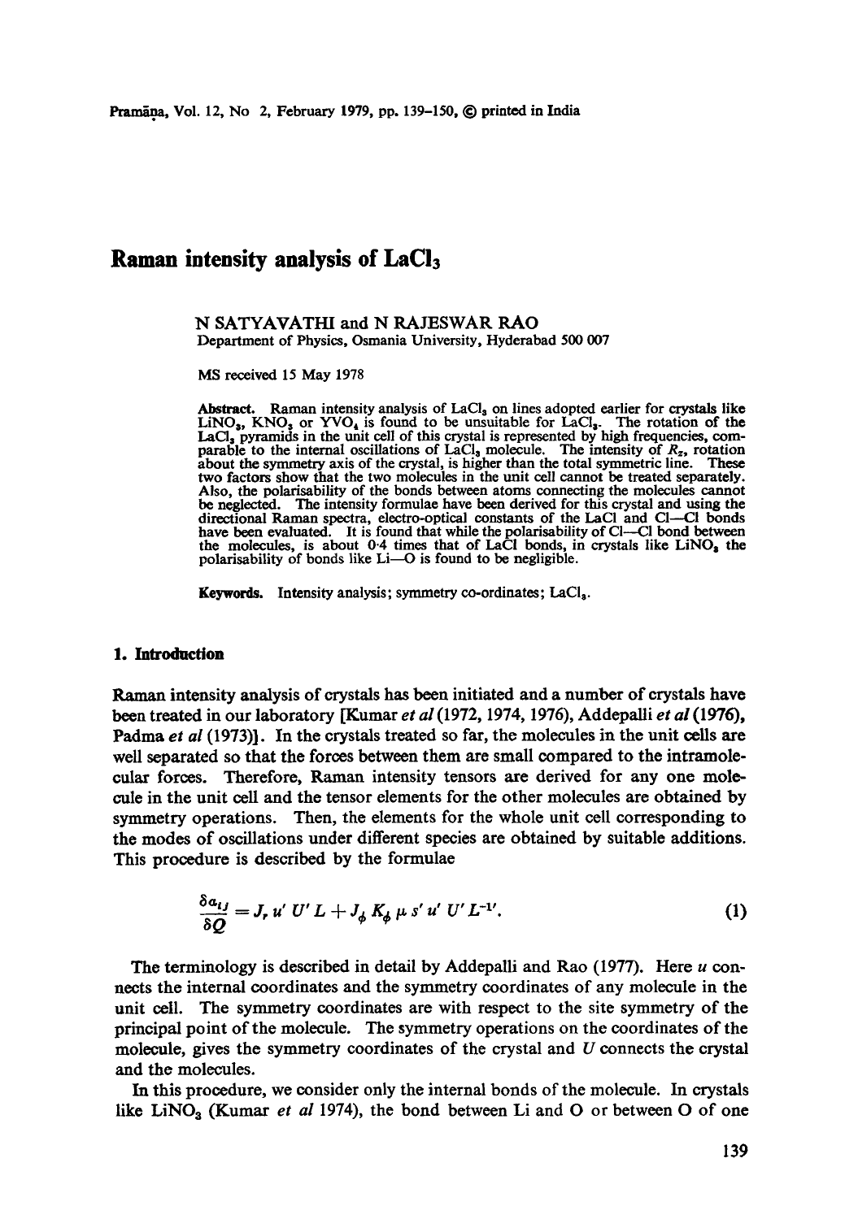# Raman intensity analysis of $LaCl_3$

N SATYAVATHI and N RAJESWAR RAO
Department of Physics, Osmania University, Hyderabad 500 007

MS received 15 May 1978

**Abstract.** Raman intensity analysis of $LaCl_3$ on lines adopted earlier for crystals like $LiNO_3$, $KNO_3$ or $YVO_4$ is found to be unsuitable for $LaCl_3$. The rotation of the $LaCl_3$ pyramids in the unit cell of this crystal is represented by high frequencies, comparable to the internal oscillations of $LaCl_3$ molecule. The intensity of $R_z$, rotation about the symmetry axis of the crystal, is higher than the total symmetric line. These two factors show that the two molecules in the unit cell cannot be treated separately. Also, the polarisability of the bonds between atoms connecting the molecules cannot be neglected. The intensity formulae have been derived for this crystal and using the directional Raman spectra, electro-optical constants of the LaCl and Cl—Cl bonds have been evaluated. It is found that while the polarisability of Cl—Cl bond between the molecules, is about 0·4 times that of LaCl bonds, in crystals like $LiNO_3$ the polarisability of bonds like Li—O is found to be negligible.

**Keywords.** Intensity analysis; symmetry co-ordinates; $LaCl_3$.

## 1. Introduction

Raman intensity analysis of crystals has been initiated and a number of crystals have been treated in our laboratory [Kumar *et al* (1972, 1974, 1976), Addepalli *et al* (1976), Padma *et al* (1973)]. In the crystals treated so far, the molecules in the unit cells are well separated so that the forces between them are small compared to the intramolecular forces. Therefore, Raman intensity tensors are derived for any one molecule in the unit cell and the tensor elements for the other molecules are obtained by symmetry operations. Then, the elements for the whole unit cell corresponding to the modes of oscillations under different species are obtained by suitable additions. This procedure is described by the formulae

$$\frac{\delta a_{ij}}{\delta Q} = J_r\, u'\, U'\, L + J_\phi\, K_\phi\, \mu\, s'\, u'\, U'\, L^{-1'}. \tag{1}$$

The terminology is described in detail by Addepalli and Rao (1977). Here $u$ connects the internal coordinates and the symmetry coordinates of any molecule in the unit cell. The symmetry coordinates are with respect to the site symmetry of the principal point of the molecule. The symmetry operations on the coordinates of the molecule, gives the symmetry coordinates of the crystal and $U$ connects the crystal and the molecules.

In this procedure, we consider only the internal bonds of the molecule. In crystals like $LiNO_3$ (Kumar *et al* 1974), the bond between Li and O or between O of one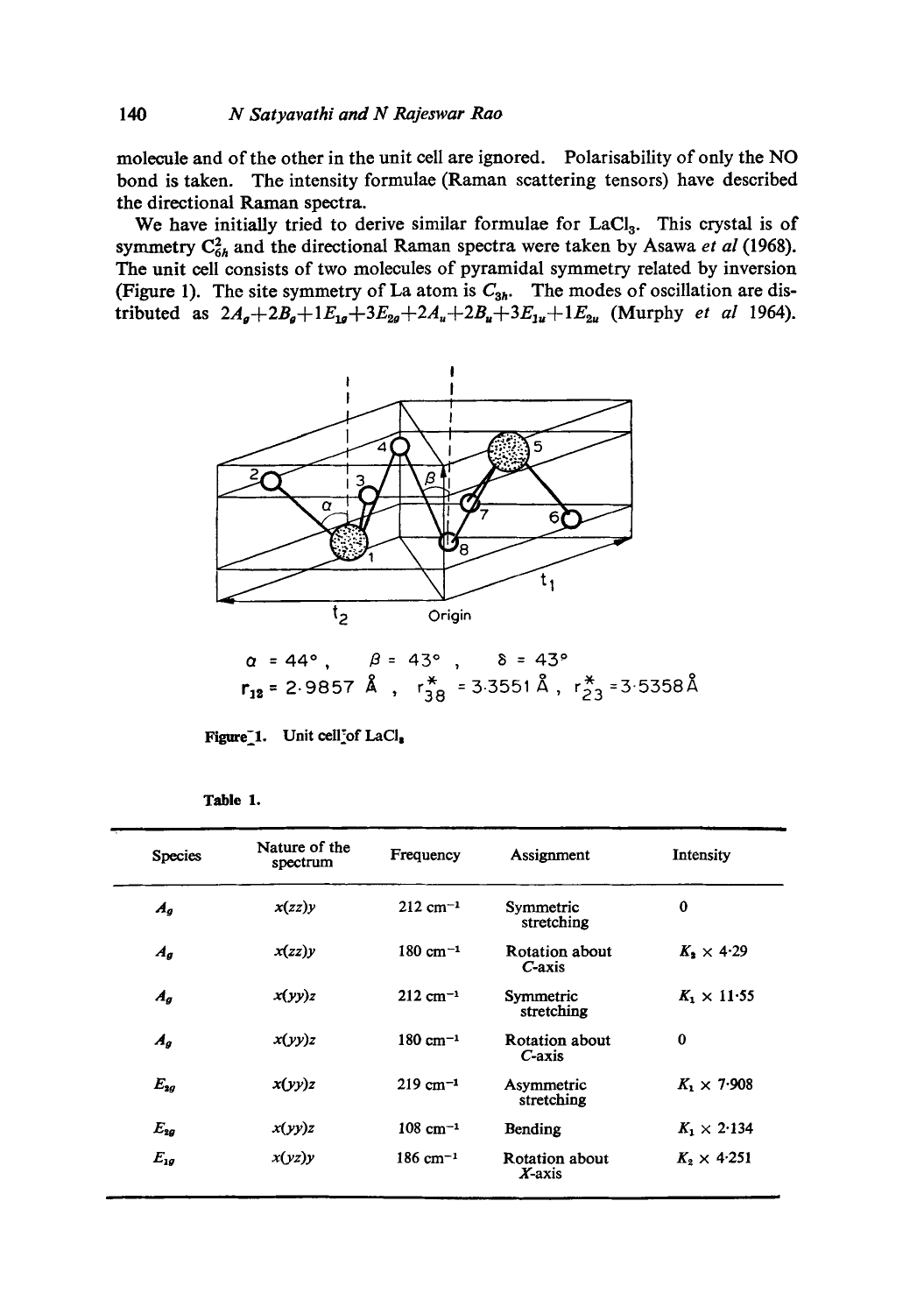molecule and of the other in the unit cell are ignored. Polarisability of only the NO bond is taken. The intensity formulae (Raman scattering tensors) have described the directional Raman spectra.

We have initially tried to derive similar formulae for $LaCl_3$. This crystal is of symmetry $C_{6h}^2$ and the directional Raman spectra were taken by Asawa *et al* (1968). The unit cell consists of two molecules of pyramidal symmetry related by inversion (Figure 1). The site symmetry of La atom is $C_{3h}$. The modes of oscillation are distributed as $2A_g+2B_g+1E_{1g}+3E_{2g}+2A_u+2B_u+3E_{1u}+1E_{2u}$ (Murphy *et al* 1964).

$\alpha = 44°$, $\beta = 43°$, $\delta = 43°$

$r_{12} = 2 \cdot 9857$ Å, $r_{38}^* = 3 \cdot 3551$ Å, $r_{23}^* = 3 \cdot 5358$ Å

Figure 1. Unit cell of $LaCl_3$

Table 1.

| Species | Nature of the spectrum | Frequency | Assignment | Intensity |
|---|---|---|---|---|
| $A_g$ | $x(zz)y$ | 212 $cm^{-1}$ | Symmetric stretching | 0 |
| $A_g$ | $x(zz)y$ | 180 $cm^{-1}$ | Rotation about *C*-axis | $K_2 \times 4 \cdot 29$ |
| $A_g$ | $x(yy)z$ | 212 $cm^{-1}$ | Symmetric stretching | $K_1 \times 11 \cdot 55$ |
| $A_g$ | $x(yy)z$ | 180 $cm^{-1}$ | Rotation about *C*-axis | 0 |
| $E_{2g}$ | $x(yy)z$ | 219 $cm^{-1}$ | Asymmetric stretching | $K_1 \times 7 \cdot 908$ |
| $E_{2g}$ | $x(yy)z$ | 108 $cm^{-1}$ | Bending | $K_1 \times 2 \cdot 134$ |
| $E_{1g}$ | $x(yz)y$ | 186 $cm^{-1}$ | Rotation about *X*-axis | $K_2 \times 4 \cdot 251$ |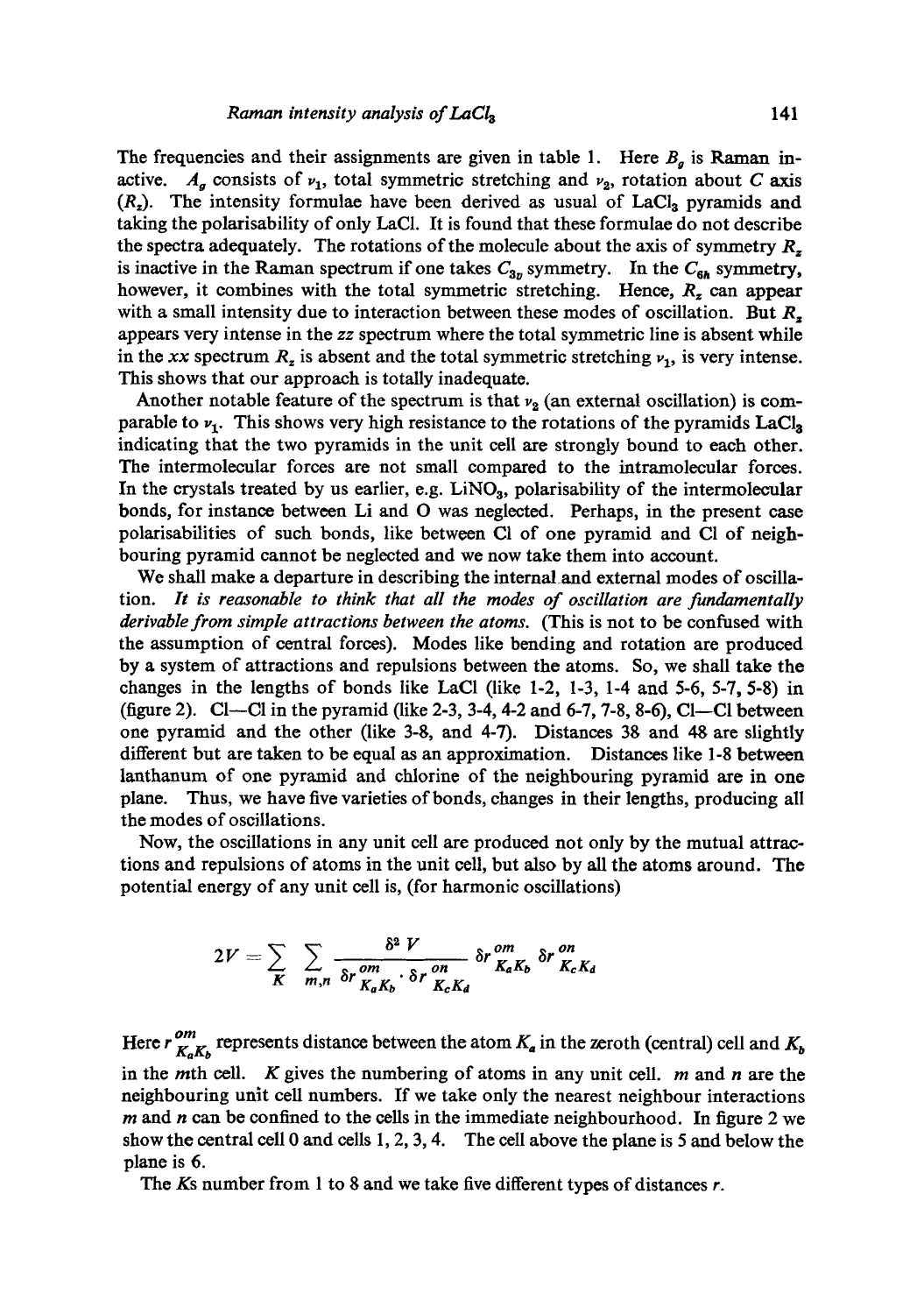The frequencies and their assignments are given in table 1. Here $B_g$ is Raman inactive. $A_g$ consists of $\nu_1$, total symmetric stretching and $\nu_2$, rotation about $C$ axis ($R_z$). The intensity formulae have been derived as usual of $LaCl_3$ pyramids and taking the polarisability of only LaCl. It is found that these formulae do not describe the spectra adequately. The rotations of the molecule about the axis of symmetry $R_z$ is inactive in the Raman spectrum if one takes $C_{3v}$ symmetry. In the $C_{6h}$ symmetry, however, it combines with the total symmetric stretching. Hence, $R_z$ can appear with a small intensity due to interaction between these modes of oscillation. But $R_z$ appears very intense in the $zz$ spectrum where the total symmetric line is absent while in the $xx$ spectrum $R_z$ is absent and the total symmetric stretching $\nu_1$, is very intense. This shows that our approach is totally inadequate.

Another notable feature of the spectrum is that $\nu_2$ (an external oscillation) is comparable to $\nu_1$. This shows very high resistance to the rotations of the pyramids $LaCl_3$ indicating that the two pyramids in the unit cell are strongly bound to each other. The intermolecular forces are not small compared to the intramolecular forces. In the crystals treated by us earlier, e.g. $LiNO_3$, polarisability of the intermolecular bonds, for instance between Li and O was neglected. Perhaps, in the present case polarisabilities of such bonds, like between Cl of one pyramid and Cl of neighbouring pyramid cannot be neglected and we now take them into account.

We shall make a departure in describing the internal and external modes of oscillation. *It is reasonable to think that all the modes of oscillation are fundamentally derivable from simple attractions between the atoms.* (This is not to be confused with the assumption of central forces). Modes like bending and rotation are produced by a system of attractions and repulsions between the atoms. So, we shall take the changes in the lengths of bonds like LaCl (like 1-2, 1-3, 1-4 and 5-6, 5-7, 5-8) in (figure 2). Cl—Cl in the pyramid (like 2-3, 3-4, 4-2 and 6-7, 7-8, 8-6), Cl—Cl between one pyramid and the other (like 3-8, and 4-7). Distances 38 and 48 are slightly different but are taken to be equal as an approximation. Distances like 1-8 between lanthanum of one pyramid and chlorine of the neighbouring pyramid are in one plane. Thus, we have five varieties of bonds, changes in their lengths, producing all the modes of oscillations.

Now, the oscillations in any unit cell are produced not only by the mutual attractions and repulsions of atoms in the unit cell, but also by all the atoms around. The potential energy of any unit cell is, (for harmonic oscillations)

$$2V = \sum_{K} \sum_{m,n} \frac{\delta^2 V}{\delta r^{om}_{K_a K_b} \cdot \delta r^{on}_{K_c K_d}} \, \delta r^{om}_{K_a K_b} \, \delta r^{on}_{K_c K_d}$$

Here $r^{om}_{K_a K_b}$ represents distance between the atom $K_a$ in the zeroth (central) cell and $K_b$ in the $m$th cell. $K$ gives the numbering of atoms in any unit cell. $m$ and $n$ are the neighbouring unit cell numbers. If we take only the nearest neighbour interactions $m$ and $n$ can be confined to the cells in the immediate neighbourhood. In figure 2 we show the central cell 0 and cells 1, 2, 3, 4. The cell above the plane is 5 and below the plane is 6.

The $K$s number from 1 to 8 and we take five different types of distances $r$.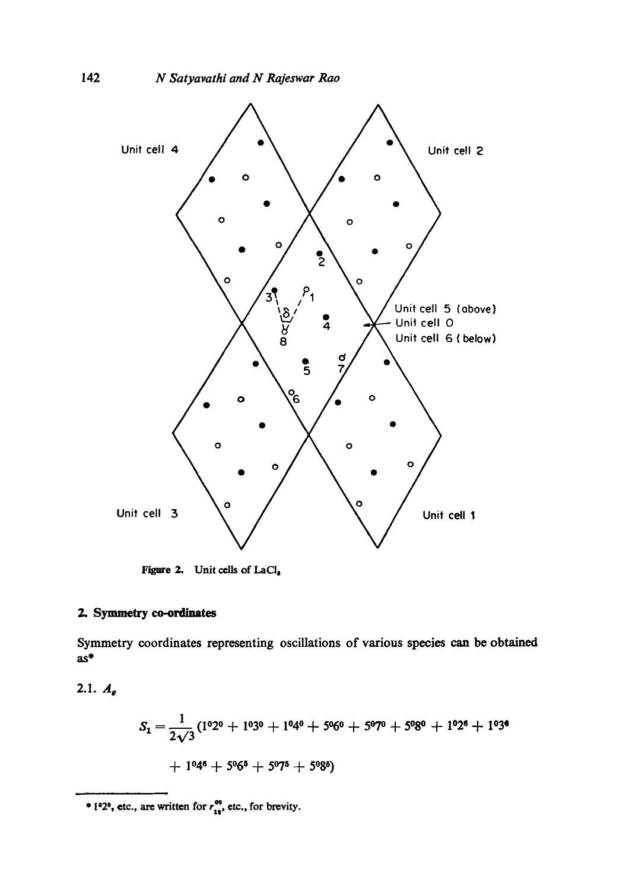Figure 2. Unit cells of $LaCl_3$

## 2. Symmetry co-ordinates

Symmetry coordinates representing oscillations of various species can be obtained as*

### 2.1. $A_g$

$$S_1 = \frac{1}{2\sqrt{3}}(1^02^0 + 1^03^0 + 1^04^0 + 5^06^0 + 5^07^0 + 5^08^0 + 1^02^6 + 1^03^6 + 1^04^6 + 5^06^5 + 5^07^5 + 5^08^5)$$

---

* $1^02^0$, etc., are written for $r_{12}^{00}$, etc., for brevity.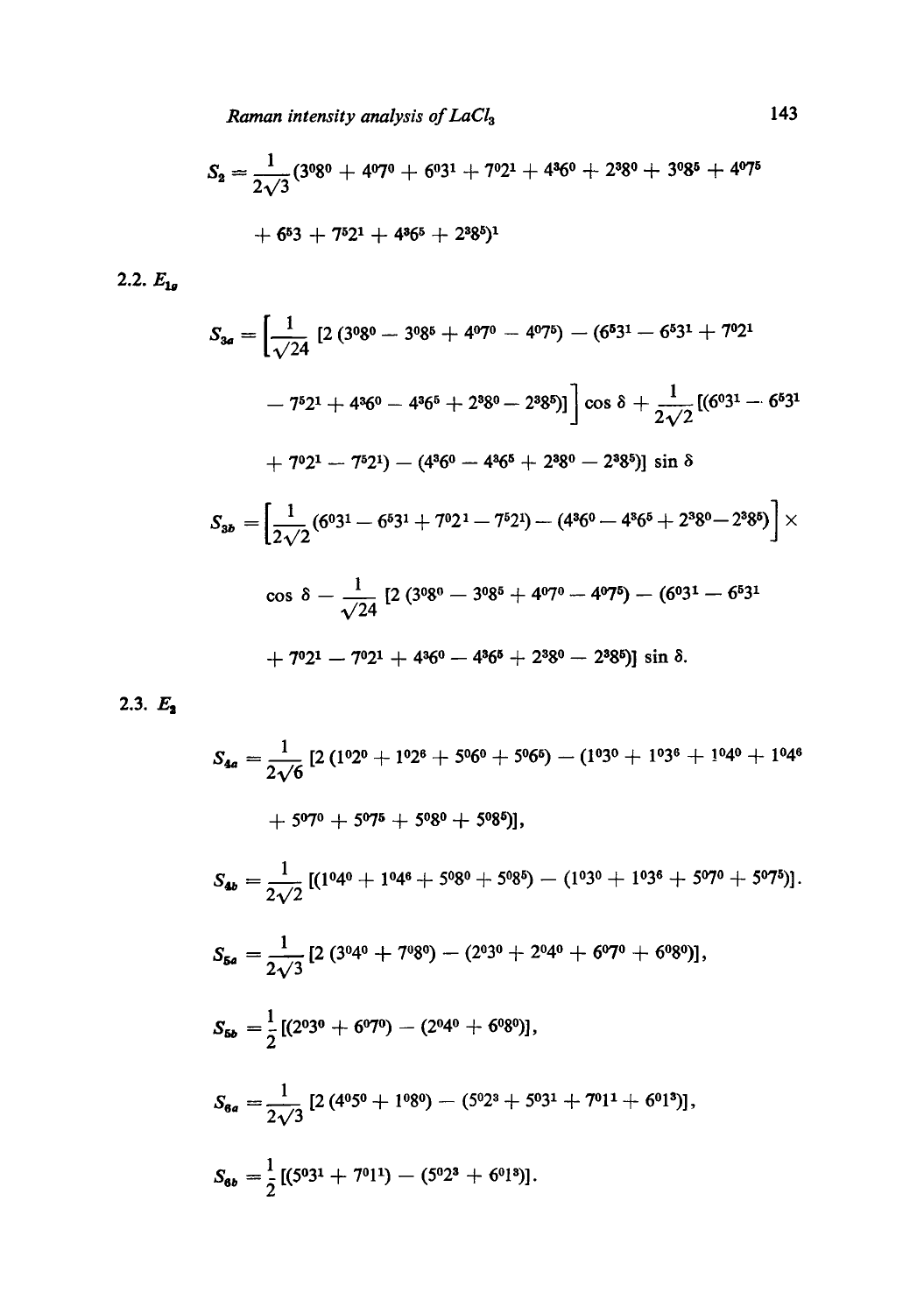$$S_2 = \frac{1}{2\sqrt{3}}(3^0 8^0 + 4^0 7^0 + 6^0 3^1 + 7^0 2^1 + 4^3 6^0 + 2^3 8^0 + 3^0 8^5 + 4^0 7^5$$

$$+ 6^5 3 + 7^5 2^1 + 4^3 6^5 + 2^3 8^5)^1$$

### 2.2. $E_{1g}$

$$S_{3a} = \left[\frac{1}{\sqrt{24}}\left[2\left(3^0 8^0 - 3^0 8^5 + 4^0 7^0 - 4^0 7^5\right) - \left(6^5 3^1 - 6^5 3^1 + 7^0 2^1\right.\right.\right.$$

$$\left.\left.\left. - 7^5 2^1 + 4^3 6^0 - 4^3 6^5 + 2^3 8^0 - 2^3 8^5\right)\right]\right] \cos\delta + \frac{1}{2\sqrt{2}}\left[\left(6^0 3^1 - 6^5 3^1\right.\right.$$

$$\left.\left. + 7^0 2^1 - 7^5 2^1\right) - \left(4^3 6^0 - 4^3 6^5 + 2^3 8^0 - 2^3 8^5\right)\right] \sin\delta$$

$$S_{3b} = \left[\frac{1}{2\sqrt{2}}\left(6^0 3^1 - 6^5 3^1 + 7^0 2^1 - 7^5 2^1\right) - \left(4^3 6^0 - 4^3 6^5 + 2^3 8^0 - 2^3 8^5\right)\right] \times$$

$$\cos\delta - \frac{1}{\sqrt{24}}\left[2\left(3^0 8^0 - 3^0 8^5 + 4^0 7^0 - 4^0 7^5\right) - \left(6^0 3^1 - 6^5 3^1\right.\right.$$

$$\left.\left. + 7^0 2^1 - 7^0 2^1 + 4^3 6^0 - 4^3 6^5 + 2^3 8^0 - 2^3 8^5\right)\right] \sin\delta.$$

### 2.3. $E_2$

$$S_{4a} = \frac{1}{2\sqrt{6}}\left[2\left(1^0 2^0 + 1^0 2^6 + 5^0 6^0 + 5^0 6^5\right) - \left(1^0 3^0 + 1^0 3^6 + 1^0 4^0 + 1^0 4^6\right.\right.$$

$$\left.\left. + 5^0 7^0 + 5^0 7^5 + 5^0 8^0 + 5^0 8^5\right)\right],$$

$$S_{4b} = \frac{1}{2\sqrt{2}}\left[\left(1^0 4^0 + 1^0 4^6 + 5^0 8^0 + 5^0 8^5\right) - \left(1^0 3^0 + 1^0 3^6 + 5^0 7^0 + 5^0 7^5\right)\right].$$

$$S_{5a} = \frac{1}{2\sqrt{3}}\left[2\left(3^0 4^0 + 7^0 8^0\right) - \left(2^0 3^0 + 2^0 4^0 + 6^0 7^0 + 6^0 8^0\right)\right],$$

$$S_{5b} = \frac{1}{2}\left[\left(2^0 3^0 + 6^0 7^0\right) - \left(2^0 4^0 + 6^0 8^0\right)\right],$$

$$S_{6a} = \frac{1}{2\sqrt{3}}\left[2\left(4^0 5^0 + 1^0 8^0\right) - \left(5^0 2^3 + 5^0 3^1 + 7^0 1^1 + 6^0 1^3\right)\right],$$

$$S_{6b} = \frac{1}{2}\left[\left(5^0 3^1 + 7^0 1^1\right) - \left(5^0 2^3 + 6^0 1^3\right)\right].$$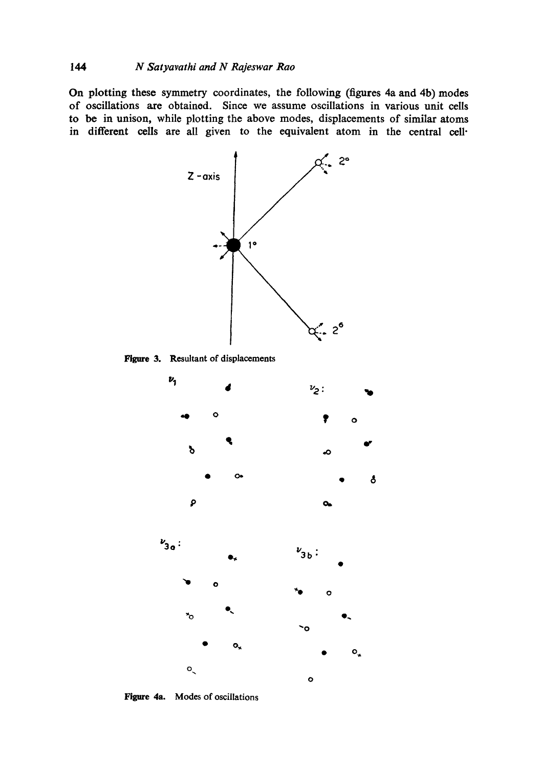On plotting these symmetry coordinates, the following (figures 4a and 4b) modes of oscillations are obtained. Since we assume oscillations in various unit cells to be in unison, while plotting the above modes, displacements of similar atoms in different cells are all given to the equivalent atom in the central cell.

**Figure 3.** Resultant of displacements

**Figure 4a.** Modes of oscillations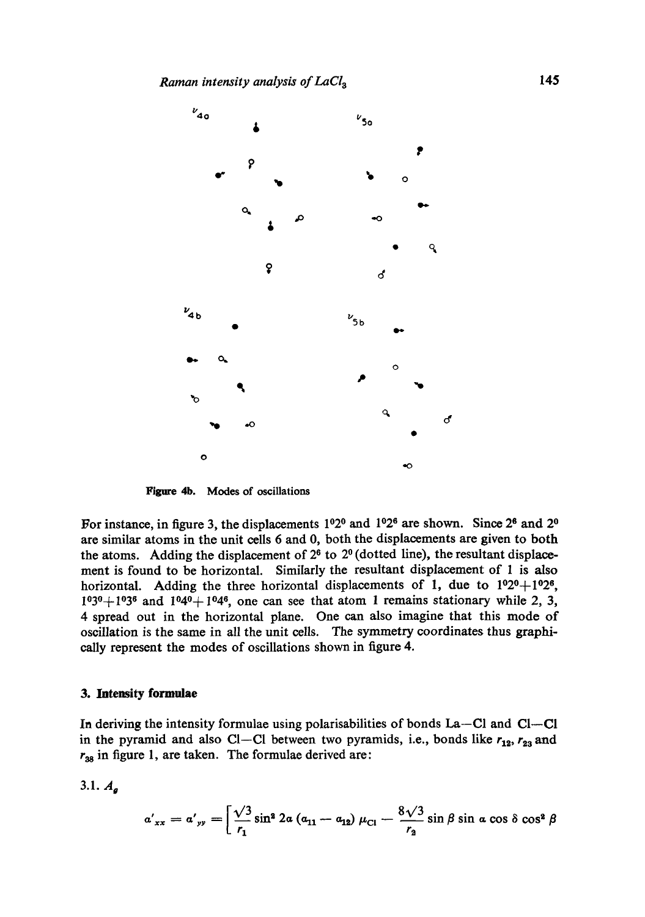Figure 4b. Modes of oscillations

For instance, in figure 3, the displacements $1^0 2^0$ and $1^0 2^6$ are shown. Since $2^6$ and $2^0$ are similar atoms in the unit cells 6 and 0, both the displacements are given to both the atoms. Adding the displacement of $2^6$ to $2^0$ (dotted line), the resultant displacement is found to be horizontal. Similarly the resultant displacement of 1 is also horizontal. Adding the three horizontal displacements of 1, due to $1^0 2^0 + 1^0 2^6$, $1^0 3^0 + 1^0 3^6$ and $1^0 4^0 + 1^0 4^6$, one can see that atom 1 remains stationary while 2, 3, 4 spread out in the horizontal plane. One can also imagine that this mode of oscillation is the same in all the unit cells. The symmetry coordinates thus graphically represent the modes of oscillations shown in figure 4.

## 3. Intensity formulae

In deriving the intensity formulae using polarisabilities of bonds La—Cl and Cl—Cl in the pyramid and also Cl—Cl between two pyramids, i.e., bonds like $r_{12}$, $r_{23}$ and $r_{38}$ in figure 1, are taken. The formulae derived are:

### 3.1. $A_g$

$$\alpha'_{xx} = \alpha'_{yy} = \left[ \frac{\sqrt{3}}{r_1} \sin^2 2\alpha \, (a_{11} - a_{12}) \, \mu_{\mathrm{Cl}} - \frac{8\sqrt{3}}{r_2} \sin \beta \sin \alpha \cos \delta \cos^2 \beta \right.$$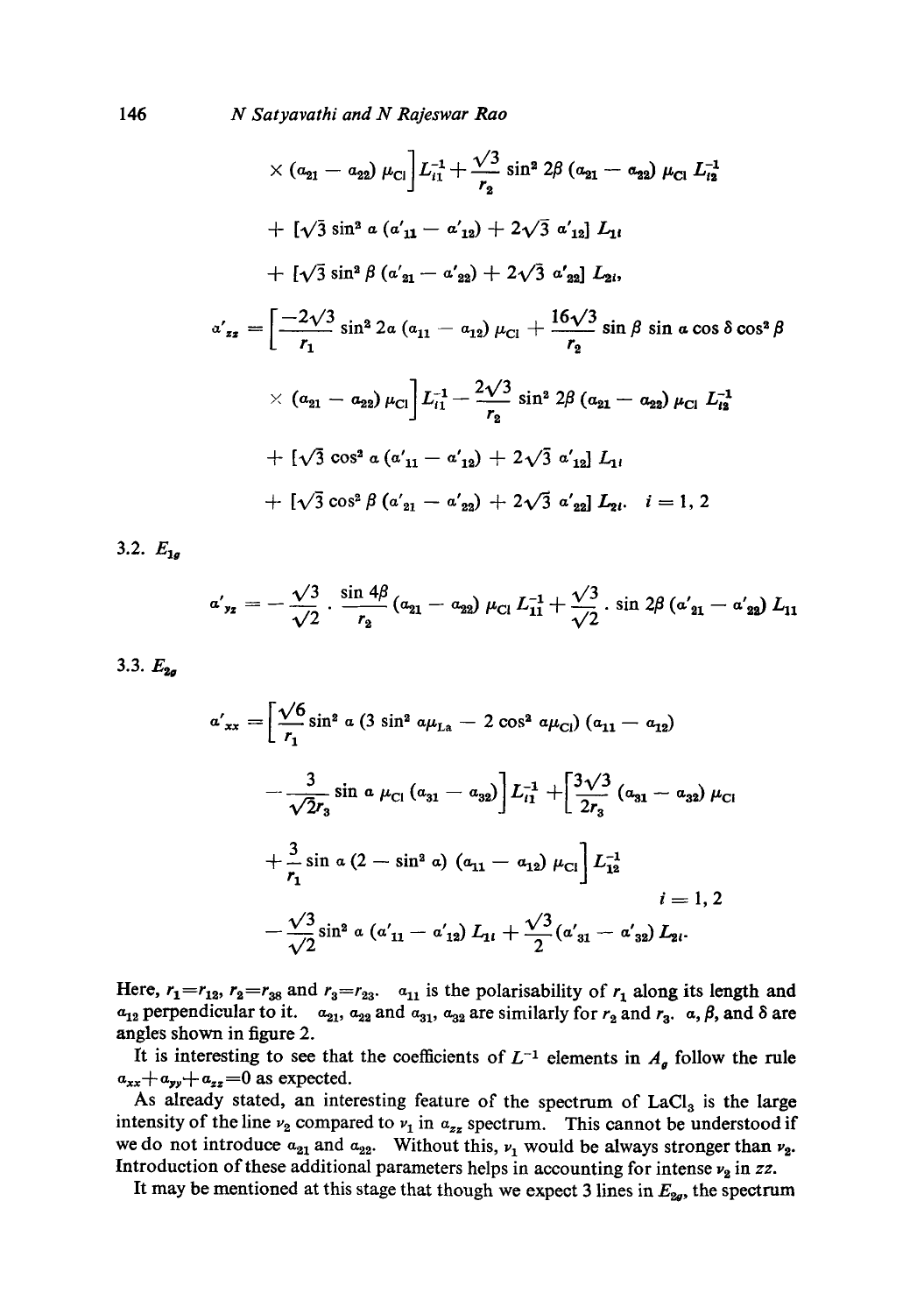$$\times (a_{21} - a_{22})\, \mu_{Cl} \Big] L_{i1}^{-1} + \frac{\sqrt{3}}{r_2} \sin^2 2\beta\, (a_{21} - a_{22})\, \mu_{Cl}\, L_{i2}^{-1}$$

$$+ [\sqrt{3} \sin^2 \alpha\, (a'_{11} - a'_{12}) + 2\sqrt{3}\, a'_{12}]\, L_{1i}$$

$$+ [\sqrt{3} \sin^2 \beta\, (a'_{21} - a'_{22}) + 2\sqrt{3}\, a'_{22}]\, L_{2i},$$

$$a'_{zz} = \Big[ \frac{-2\sqrt{3}}{r_1} \sin^2 2\alpha\, (a_{11} - a_{12})\, \mu_{Cl} + \frac{16\sqrt{3}}{r_2} \sin \beta \sin \alpha \cos \delta \cos^2 \beta$$

$$\times (a_{21} - a_{22})\, \mu_{Cl} \Big] L_{i1}^{-1} - \frac{2\sqrt{3}}{r_2} \sin^2 2\beta\, (a_{21} - a_{22})\, \mu_{Cl}\, L_{i2}^{-1}$$

$$+ [\sqrt{3} \cos^2 \alpha\, (a'_{11} - a'_{12}) + 2\sqrt{3}\, a'_{12}]\, L_{1i}$$

$$+ [\sqrt{3} \cos^2 \beta\, (a'_{21} - a'_{22}) + 2\sqrt{3}\, a'_{22}]\, L_{2i}. \quad i = 1, 2$$

### 3.2. $E_{1g}$

$$a'_{yz} = -\frac{\sqrt{3}}{\sqrt{2}} \cdot \frac{\sin 4\beta}{r_2} (a_{21} - a_{22})\, \mu_{Cl}\, L_{11}^{-1} + \frac{\sqrt{3}}{\sqrt{2}} \cdot \sin 2\beta\, (a'_{21} - a'_{22})\, L_{11}$$

### 3.3. $E_{2g}$

$$a'_{xx} = \Big[ \frac{\sqrt{6}}{r_1} \sin^2 \alpha\, (3 \sin^2 \alpha \mu_{La} - 2 \cos^2 \alpha \mu_{Cl})\, (a_{11} - a_{12})$$

$$- \frac{3}{\sqrt{2} r_3} \sin \alpha\, \mu_{Cl}\, (a_{31} - a_{32}) \Big] L_{i1}^{-1} + \Big[ \frac{3\sqrt{3}}{2 r_3} (a_{31} - a_{32})\, \mu_{Cl}$$

$$+ \frac{3}{r_1} \sin \alpha\, (2 - \sin^2 \alpha)\, (a_{11} - a_{12})\, \mu_{Cl} \Big] L_{i2}^{-1}$$

$$- \frac{\sqrt{3}}{\sqrt{2}} \sin^2 \alpha\, (a'_{11} - a'_{12})\, L_{1i} + \frac{\sqrt{3}}{2} (a'_{31} - a'_{32})\, L_{2i}. \quad i = 1, 2$$

Here, $r_1 = r_{12}$, $r_2 = r_{38}$ and $r_3 = r_{23}$. $a_{11}$ is the polarisability of $r_1$ along its length and $a_{12}$ perpendicular to it. $a_{21}$, $a_{22}$ and $a_{31}$, $a_{32}$ are similarly for $r_2$ and $r_3$. $\alpha$, $\beta$, and $\delta$ are angles shown in figure 2.

It is interesting to see that the coefficients of $L^{-1}$ elements in $A_g$ follow the rule $a_{xx} + a_{yy} + a_{zz} = 0$ as expected.

As already stated, an interesting feature of the spectrum of $LaCl_3$ is the large intensity of the line $\nu_2$ compared to $\nu_1$ in $a_{zz}$ spectrum. This cannot be understood if we do not introduce $a_{21}$ and $a_{22}$. Without this, $\nu_1$ would be always stronger than $\nu_2$. Introduction of these additional parameters helps in accounting for intense $\nu_2$ in $zz$.

It may be mentioned at this stage that though we expect 3 lines in $E_{2g}$, the spectrum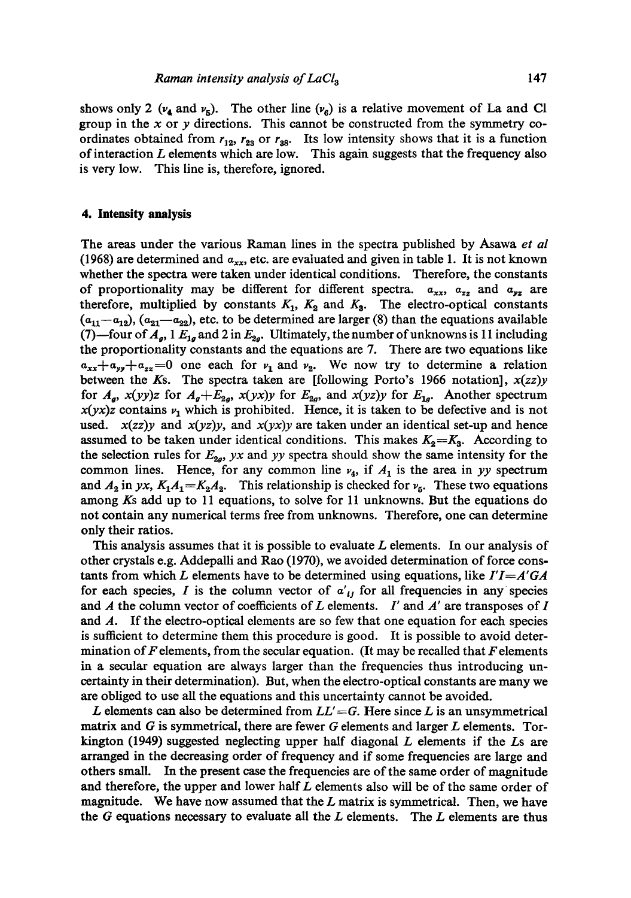shows only 2 ($\nu_4$ and $\nu_5$). The other line ($\nu_6$) is a relative movement of La and Cl group in the $x$ or $y$ directions. This cannot be constructed from the symmetry coordinates obtained from $r_{12}$, $r_{23}$ or $r_{38}$. Its low intensity shows that it is a function of interaction $L$ elements which are low. This again suggests that the frequency also is very low. This line is, therefore, ignored.

## 4. Intensity analysis

The areas under the various Raman lines in the spectra published by Asawa *et al* (1968) are determined and $\alpha_{xx}$, etc. are evaluated and given in table 1. It is not known whether the spectra were taken under identical conditions. Therefore, the constants of proportionality may be different for different spectra. $\alpha_{xx}$, $\alpha_{zz}$ and $\alpha_{yz}$ are therefore, multiplied by constants $K_1$, $K_2$ and $K_3$. The electro-optical constants $(\alpha_{11}-\alpha_{12})$, $(\alpha_{21}-\alpha_{22})$, etc. to be determined are larger (8) than the equations available (7)—four of $A_g$, 1 $E_{1g}$ and 2 in $E_{2g}$. Ultimately, the number of unknowns is 11 including the proportionality constants and the equations are 7. There are two equations like $\alpha_{xx}+\alpha_{yy}+\alpha_{zz}=0$ one each for $\nu_1$ and $\nu_2$. We now try to determine a relation between the $K$s. The spectra taken are [following Porto's 1966 notation], $x(zz)y$ for $A_g$, $x(yy)z$ for $A_g+E_{2g}$, $x(yx)y$ for $E_{2g}$, and $x(yz)y$ for $E_{1g}$. Another spectrum $x(yx)z$ contains $\nu_1$ which is prohibited. Hence, it is taken to be defective and is not used. $x(zz)y$ and $x(yz)y$, and $x(yx)y$ are taken under an identical set-up and hence assumed to be taken under identical conditions. This makes $K_2=K_3$. According to the selection rules for $E_{2g}$, $yx$ and $yy$ spectra should show the same intensity for the common lines. Hence, for any common line $\nu_4$, if $A_1$ is the area in $yy$ spectrum and $A_2$ in $yx$, $K_1A_1=K_2A_2$. This relationship is checked for $\nu_5$. These two equations among $K$s add up to 11 equations, to solve for 11 unknowns. But the equations do not contain any numerical terms free from unknowns. Therefore, one can determine only their ratios.

This analysis assumes that it is possible to evaluate $L$ elements. In our analysis of other crystals e.g. Addepalli and Rao (1970), we avoided determination of force constants from which $L$ elements have to be determined using equations, like $I'I=A'GA$ for each species, $I$ is the column vector of $\alpha'_{ij}$ for all frequencies in any species and $A$ the column vector of coefficients of $L$ elements. $I'$ and $A'$ are transposes of $I$ and $A$. If the electro-optical elements are so few that one equation for each species is sufficient to determine them this procedure is good. It is possible to avoid determination of $F$ elements, from the secular equation. (It may be recalled that $F$ elements in a secular equation are always larger than the frequencies thus introducing uncertainty in their determination). But, when the electro-optical constants are many we are obliged to use all the equations and this uncertainty cannot be avoided.

$L$ elements can also be determined from $LL'=G$. Here since $L$ is an unsymmetrical matrix and $G$ is symmetrical, there are fewer $G$ elements and larger $L$ elements. Torkington (1949) suggested neglecting upper half diagonal $L$ elements if the $L$s are arranged in the decreasing order of frequency and if some frequencies are large and others small. In the present case the frequencies are of the same order of magnitude and therefore, the upper and lower half $L$ elements also will be of the same order of magnitude. We have now assumed that the $L$ matrix is symmetrical. Then, we have the $G$ equations necessary to evaluate all the $L$ elements. The $L$ elements are thus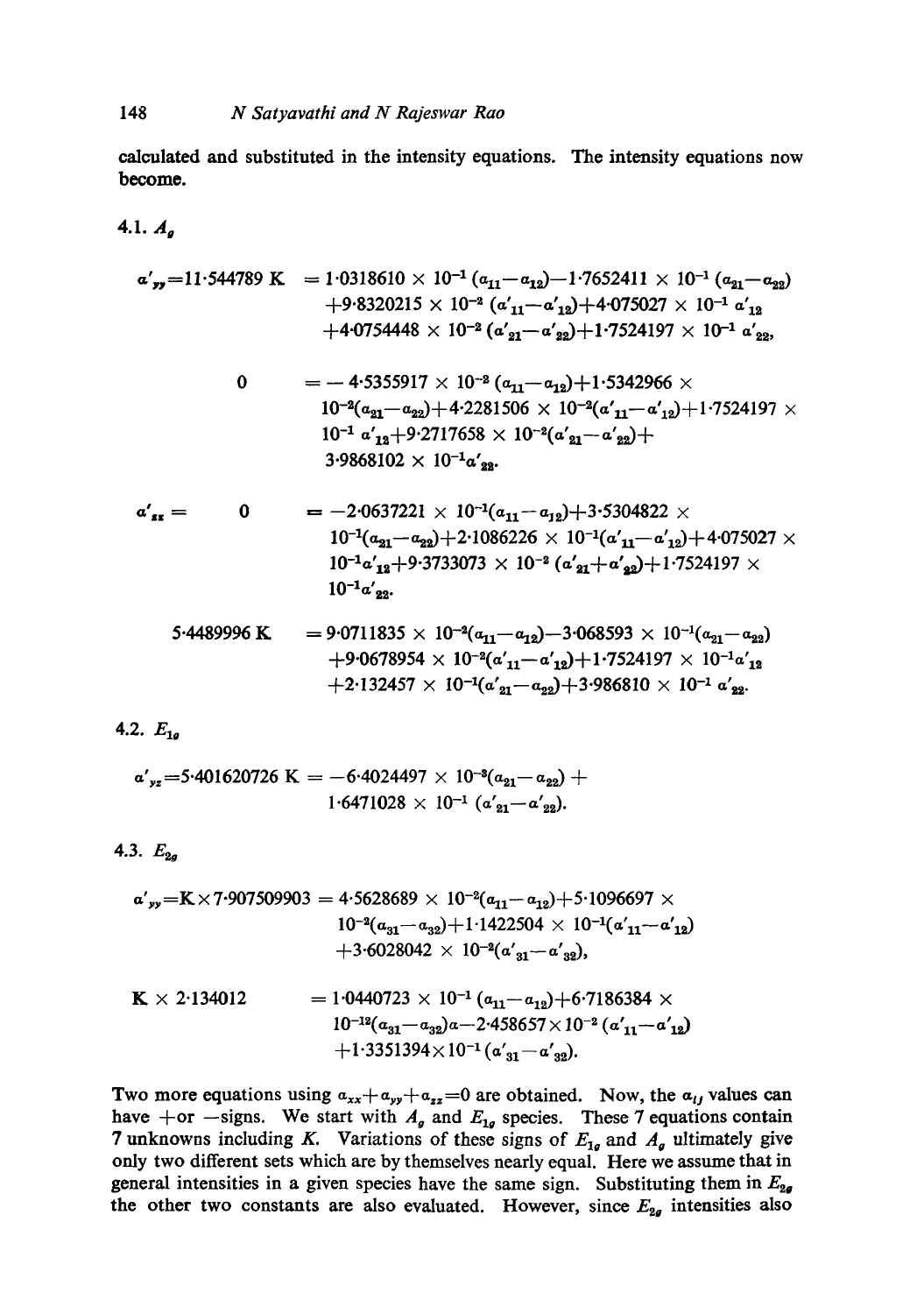calculated and substituted in the intensity equations. The intensity equations now become.

### 4.1. $A_g$

$$
\begin{aligned}
\alpha'_{yy}=11{\cdot}544789\ \mathrm{K} &= 1{\cdot}0318610 \times 10^{-1}(\alpha_{11}-\alpha_{12})-1{\cdot}7652411 \times 10^{-1}(\alpha_{21}-\alpha_{22}) \\
&\quad +9{\cdot}8320215 \times 10^{-2}(\alpha'_{11}-\alpha'_{12})+4{\cdot}075027 \times 10^{-1}\alpha'_{12} \\
&\quad +4{\cdot}0754448 \times 10^{-2}(\alpha'_{21}-\alpha'_{22})+1{\cdot}7524197 \times 10^{-1}\alpha'_{22},
\end{aligned}
$$

$$
\begin{aligned}
0 &= -4{\cdot}5355917 \times 10^{-2}(\alpha_{11}-\alpha_{12})+1{\cdot}5342966 \times 10^{-2}(\alpha_{21}-\alpha_{22})+4{\cdot}2281506 \times 10^{-2}(\alpha'_{11}-\alpha'_{12}) \\
&\quad +1{\cdot}7524197 \times 10^{-1}\alpha'_{12}+9{\cdot}2717658 \times 10^{-2}(\alpha'_{21}-\alpha'_{22})+3{\cdot}9868102 \times 10^{-1}\alpha'_{22}.
\end{aligned}
$$

$$
\begin{aligned}
\alpha'_{zz} = 0 &= -2{\cdot}0637221 \times 10^{-1}(\alpha_{11}-\alpha_{12})+3{\cdot}5304822 \times 10^{-1}(\alpha_{21}-\alpha_{22})+2{\cdot}1086226 \times 10^{-1}(\alpha'_{11}-\alpha'_{12}) \\
&\quad +4{\cdot}075027 \times 10^{-1}\alpha'_{12}+9{\cdot}3733073 \times 10^{-2}(\alpha'_{21}+\alpha'_{22})+1{\cdot}7524197 \times 10^{-1}\alpha'_{22}.
\end{aligned}
$$

$$
\begin{aligned}
5{\cdot}4489996\ \mathrm{K} &= 9{\cdot}0711835 \times 10^{-2}(\alpha_{11}-\alpha_{12})-3{\cdot}068593 \times 10^{-1}(\alpha_{21}-\alpha_{22}) \\
&\quad +9{\cdot}0678954 \times 10^{-2}(\alpha'_{11}-\alpha'_{12})+1{\cdot}7524197 \times 10^{-1}\alpha'_{12} \\
&\quad +2{\cdot}132457 \times 10^{-1}(\alpha'_{21}-\alpha_{22})+3{\cdot}986810 \times 10^{-1}\alpha'_{22}.
\end{aligned}
$$

### 4.2. $E_{1g}$

$$
\alpha'_{yz}=5{\cdot}401620726\ \mathrm{K} = -6{\cdot}4024497 \times 10^{-3}(\alpha_{21}-\alpha_{22}) + 1{\cdot}6471028 \times 10^{-1}(\alpha'_{21}-\alpha'_{22}).
$$

### 4.3. $E_{2g}$

$$
\begin{aligned}
\alpha'_{yy}=\mathrm{K}\times 7{\cdot}907509903 &= 4{\cdot}5628689 \times 10^{-2}(\alpha_{11}-\alpha_{12})+5{\cdot}1096697 \times 10^{-2}(\alpha_{31}-\alpha_{32})+1{\cdot}1422504 \times 10^{-1}(\alpha'_{11}-\alpha'_{12}) \\
&\quad +3{\cdot}6028042 \times 10^{-2}(\alpha'_{31}-\alpha'_{32}),
\end{aligned}
$$

$$
\begin{aligned}
\mathrm{K} \times 2{\cdot}134012 &= 1{\cdot}0440723 \times 10^{-1}(\alpha_{11}-\alpha_{12})+6{\cdot}7186384 \times 10^{-12}(\alpha_{31}-\alpha_{32})\alpha-2{\cdot}458657\times 10^{-2}(\alpha'_{11}-\alpha'_{12}) \\
&\quad +1{\cdot}3351394\times 10^{-1}(\alpha'_{31}-\alpha'_{32}).
\end{aligned}
$$

Two more equations using $\alpha_{xx}+\alpha_{yy}+\alpha_{zz}=0$ are obtained. Now, the $\alpha_{ij}$ values can have $+$or $-$signs. We start with $A_g$ and $E_{1g}$ species. These 7 equations contain 7 unknowns including $K$. Variations of these signs of $E_{1g}$ and $A_g$ ultimately give only two different sets which are by themselves nearly equal. Here we assume that in general intensities in a given species have the same sign. Substituting them in $E_{2g}$ the other two constants are also evaluated. However, since $E_{2g}$ intensities also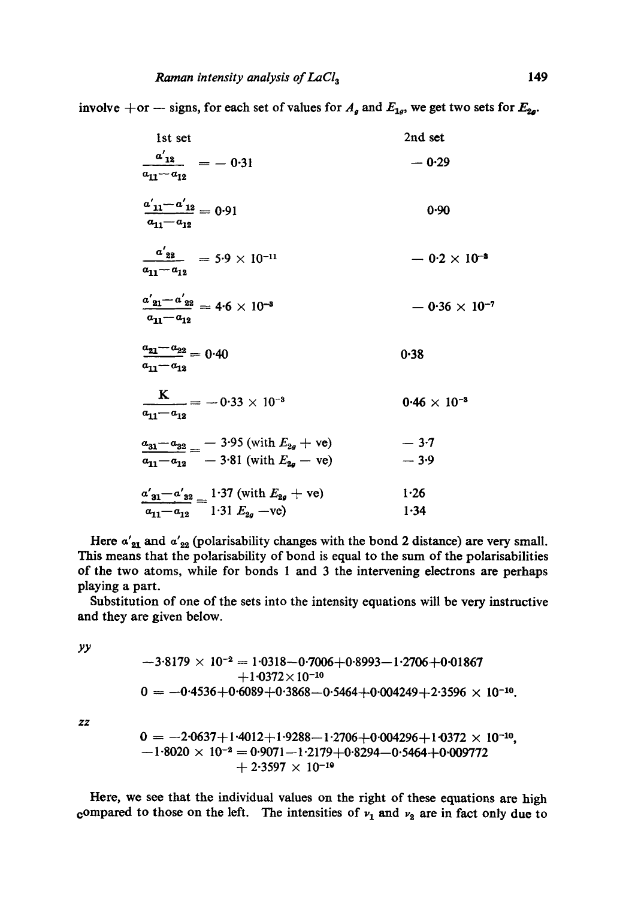involve + or − signs, for each set of values for $A_g$ and $E_{1g}$, we get two sets for $E_{2g}$.

| | 1st set | 2nd set |
|---|---|---|
| $\frac{\alpha'_{12}}{\alpha_{11}-\alpha_{12}}$ | $= -0.31$ | $-0.29$ |
| $\frac{\alpha'_{11}-\alpha'_{12}}{\alpha_{11}-\alpha_{12}}$ | $= 0.91$ | $0.90$ |
| $\frac{\alpha'_{22}}{\alpha_{11}-\alpha_{12}}$ | $= 5.9 \times 10^{-11}$ | $-0.2 \times 10^{-8}$ |
| $\frac{\alpha'_{21}-\alpha'_{22}}{\alpha_{11}-\alpha_{12}}$ | $= 4.6 \times 10^{-8}$ | $-0.36 \times 10^{-7}$ |
| $\frac{\alpha_{21}-\alpha_{22}}{\alpha_{11}-\alpha_{12}}$ | $= 0.40$ | $0.38$ |
| $\frac{K}{\alpha_{11}-\alpha_{12}}$ | $= -0.33 \times 10^{-3}$ | $0.46 \times 10^{-3}$ |
| $\frac{\alpha_{31}-\alpha_{32}}{\alpha_{11}-\alpha_{12}}$ | $= -3.95$ (with $E_{2g}$ + ve) | $-3.7$ |
| | $-3.81$ (with $E_{2g}$ − ve) | $-3.9$ |
| $\frac{\alpha'_{31}-\alpha'_{32}}{\alpha_{11}-\alpha_{12}}$ | $= 1.37$ (with $E_{2g}$ + ve) | $1.26$ |
| | $1.31$ $E_{2g}$ −ve) | $1.34$ |

Here $\alpha'_{21}$ and $\alpha'_{22}$ (polarisability changes with the bond 2 distance) are very small. This means that the polarisability of bond is equal to the sum of the polarisabilities of the two atoms, while for bonds 1 and 3 the intervening electrons are perhaps playing a part.

Substitution of one of the sets into the intensity equations will be very instructive and they are given below.

$yy$

$$-3.8179 \times 10^{-2} = 1.0318 - 0.7006 + 0.8993 - 1.2706 + 0.01867 + 1.0372 \times 10^{-10}$$

$$0 = -0.4536 + 0.6089 + 0.3868 - 0.5464 + 0.004249 + 2.3596 \times 10^{-10}.$$

$zz$

$$0 = -2.0637 + 1.4012 + 1.9288 - 1.2706 + 0.004296 + 1.0372 \times 10^{-10},$$

$$-1.8020 \times 10^{-2} = 0.9071 - 1.2179 + 0.8294 - 0.5464 + 0.009772 + 2.3597 \times 10^{-10}$$

Here, we see that the individual values on the right of these equations are high compared to those on the left. The intensities of $\nu_1$ and $\nu_2$ are in fact only due to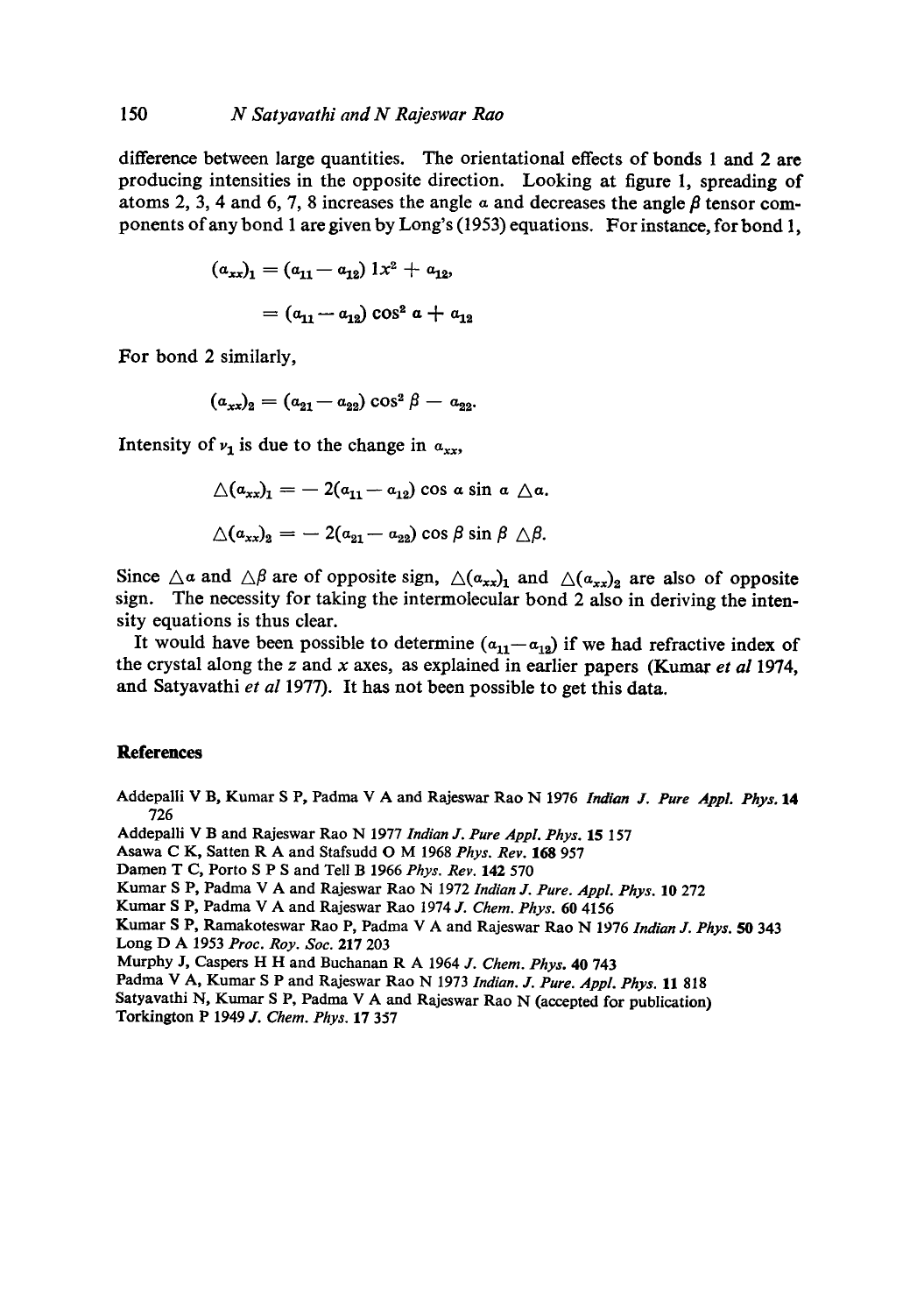difference between large quantities. The orientational effects of bonds 1 and 2 are producing intensities in the opposite direction. Looking at figure 1, spreading of atoms 2, 3, 4 and 6, 7, 8 increases the angle $\alpha$ and decreases the angle $\beta$ tensor components of any bond 1 are given by Long's (1953) equations. For instance, for bond 1,

$$(\alpha_{xx})_1 = (\alpha_{11} - \alpha_{12})\, 1x^2 + \alpha_{12},$$

$$= (\alpha_{11} - \alpha_{12}) \cos^2 \alpha + \alpha_{12}$$

For bond 2 similarly,

$$(\alpha_{xx})_2 = (\alpha_{21} - \alpha_{22}) \cos^2 \beta - \alpha_{22}.$$

Intensity of $\nu_1$ is due to the change in $\alpha_{xx}$,

$$\triangle(\alpha_{xx})_1 = -\, 2(\alpha_{11} - \alpha_{12}) \cos \alpha \sin \alpha \triangle \alpha.$$

$$\triangle(\alpha_{xx})_2 = -\, 2(\alpha_{21} - \alpha_{22}) \cos \beta \sin \beta \triangle \beta.$$

Since $\triangle \alpha$ and $\triangle \beta$ are of opposite sign, $\triangle(\alpha_{xx})_1$ and $\triangle(\alpha_{xx})_2$ are also of opposite sign. The necessity for taking the intermolecular bond 2 also in deriving the intensity equations is thus clear.

It would have been possible to determine $(\alpha_{11} - \alpha_{12})$ if we had refractive index of the crystal along the $z$ and $x$ axes, as explained in earlier papers (Kumar *et al* 1974, and Satyavathi *et al* 1977). It has not been possible to get this data.

## References

Addepalli V B, Kumar S P, Padma V A and Rajeswar Rao N 1976 *Indian J. Pure Appl. Phys.* **14** 726

Addepalli V B and Rajeswar Rao N 1977 *Indian J. Pure Appl. Phys.* **15** 157

Asawa C K, Satten R A and Stafsudd O M 1968 *Phys. Rev.* **168** 957

Damen T C, Porto S P S and Tell B 1966 *Phys. Rev.* **142** 570

Kumar S P, Padma V A and Rajeswar Rao N 1972 *Indian J. Pure. Appl. Phys.* **10** 272

Kumar S P, Padma V A and Rajeswar Rao 1974 *J. Chem. Phys.* **60** 4156

Kumar S P, Ramakoteswar Rao P, Padma V A and Rajeswar Rao N 1976 *Indian J. Phys.* **50** 343

Long D A 1953 *Proc. Roy. Soc.* **217** 203

Murphy J, Caspers H H and Buchanan R A 1964 *J. Chem. Phys.* **40** 743

Padma V A, Kumar S P and Rajeswar Rao N 1973 *Indian. J. Pure. Appl. Phys.* **11** 818

Satyavathi N, Kumar S P, Padma V A and Rajeswar Rao N (accepted for publication)

Torkington P 1949 *J. Chem. Phys.* **17** 357